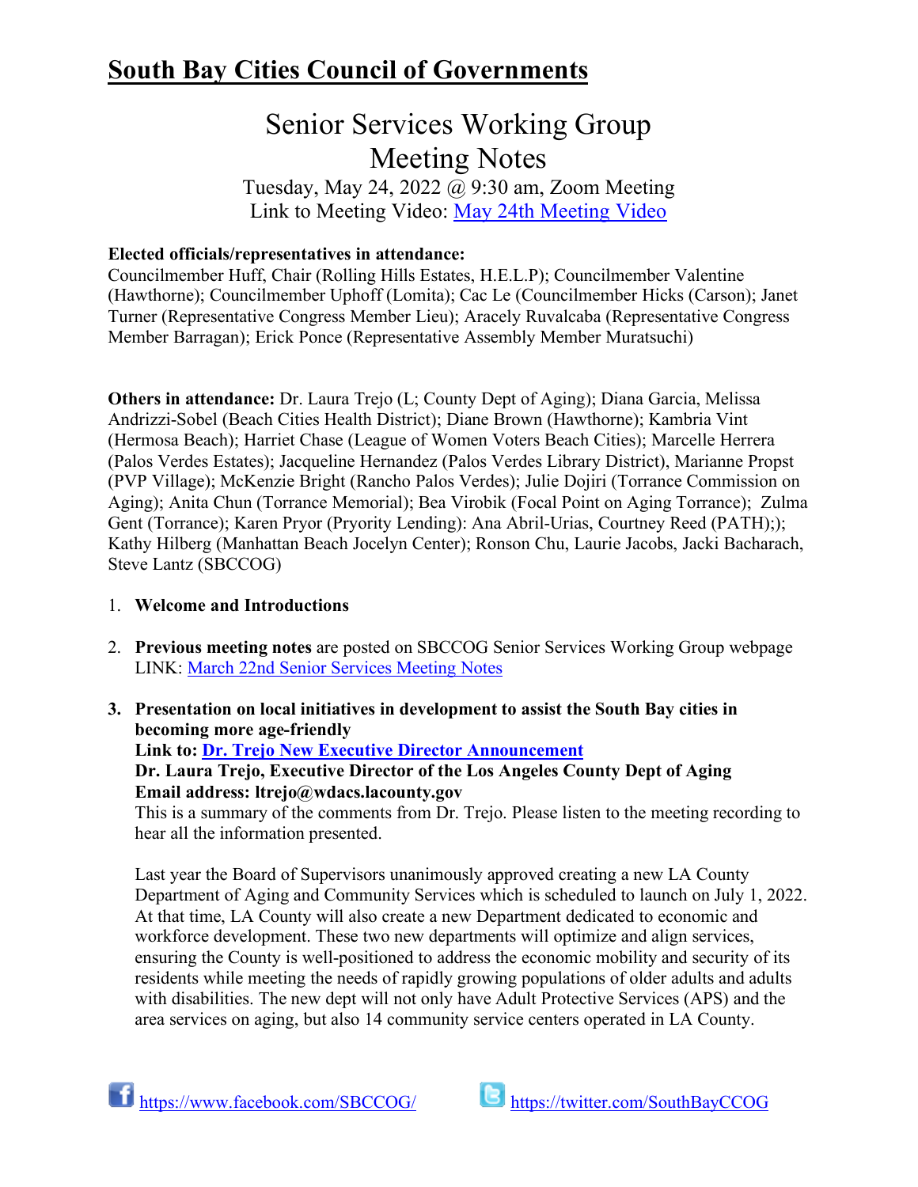# South Bay Cities Council of Governments

## Senior Services Working Group Meeting Notes

Tuesday, May 24, 2022 @ 9:30 am, Zoom Meeting
Link to Meeting Video: May 24th Meeting Video

**Elected officials/representatives in attendance:**
Councilmember Huff, Chair (Rolling Hills Estates, H.E.L.P); Councilmember Valentine (Hawthorne); Councilmember Uphoff (Lomita); Cac Le (Councilmember Hicks (Carson); Janet Turner (Representative Congress Member Lieu); Aracely Ruvalcaba (Representative Congress Member Barragan); Erick Ponce (Representative Assembly Member Muratsuchi)

**Others in attendance:** Dr. Laura Trejo (L; County Dept of Aging); Diana Garcia, Melissa Andrizzi-Sobel (Beach Cities Health District); Diane Brown (Hawthorne); Kambria Vint (Hermosa Beach); Harriet Chase (League of Women Voters Beach Cities); Marcelle Herrera (Palos Verdes Estates); Jacqueline Hernandez (Palos Verdes Library District), Marianne Propst (PVP Village); McKenzie Bright (Rancho Palos Verdes); Julie Dojiri (Torrance Commission on Aging); Anita Chun (Torrance Memorial); Bea Virobik (Focal Point on Aging Torrance); Zulma Gent (Torrance); Karen Pryor (Pryority Lending): Ana Abril-Urias, Courtney Reed (PATH);); Kathy Hilberg (Manhattan Beach Jocelyn Center); Ronson Chu, Laurie Jacobs, Jacki Bacharach, Steve Lantz (SBCCOG)

1. **Welcome and Introductions**

2. **Previous meeting notes** are posted on SBCCOG Senior Services Working Group webpage LINK: March 22nd Senior Services Meeting Notes

3. **Presentation on local initiatives in development to assist the South Bay cities in becoming more age-friendly**
   **Link to: Dr. Trejo New Executive Director Announcement**
   **Dr. Laura Trejo, Executive Director of the Los Angeles County Dept of Aging**
   **Email address: ltrejo@wdacs.lacounty.gov**
   This is a summary of the comments from Dr. Trejo. Please listen to the meeting recording to hear all the information presented.

   Last year the Board of Supervisors unanimously approved creating a new LA County Department of Aging and Community Services which is scheduled to launch on July 1, 2022. At that time, LA County will also create a new Department dedicated to economic and workforce development. These two new departments will optimize and align services, ensuring the County is well-positioned to address the economic mobility and security of its residents while meeting the needs of rapidly growing populations of older adults and adults with disabilities. The new dept will not only have Adult Protective Services (APS) and the area services on aging, but also 14 community service centers operated in LA County.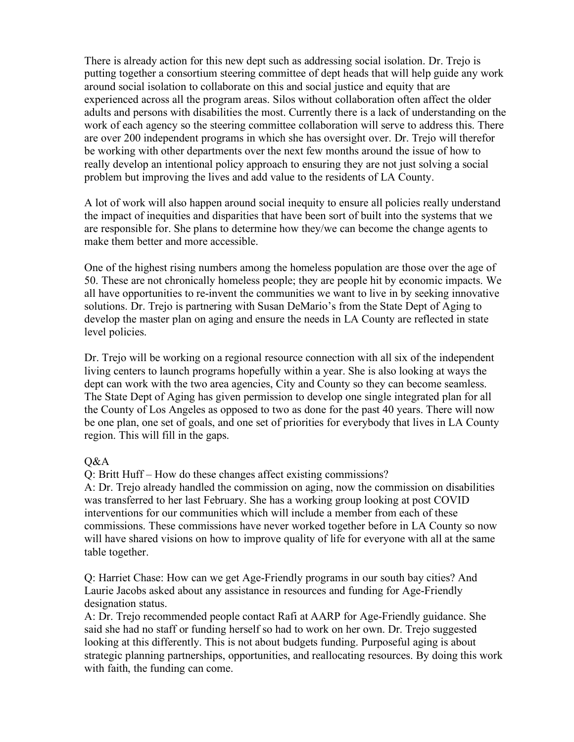There is already action for this new dept such as addressing social isolation. Dr. Trejo is putting together a consortium steering committee of dept heads that will help guide any work around social isolation to collaborate on this and social justice and equity that are experienced across all the program areas. Silos without collaboration often affect the older adults and persons with disabilities the most. Currently there is a lack of understanding on the work of each agency so the steering committee collaboration will serve to address this. There are over 200 independent programs in which she has oversight over. Dr. Trejo will therefor be working with other departments over the next few months around the issue of how to really develop an intentional policy approach to ensuring they are not just solving a social problem but improving the lives and add value to the residents of LA County.

A lot of work will also happen around social inequity to ensure all policies really understand the impact of inequities and disparities that have been sort of built into the systems that we are responsible for. She plans to determine how they/we can become the change agents to make them better and more accessible.

One of the highest rising numbers among the homeless population are those over the age of 50. These are not chronically homeless people; they are people hit by economic impacts. We all have opportunities to re-invent the communities we want to live in by seeking innovative solutions. Dr. Trejo is partnering with Susan DeMario's from the State Dept of Aging to develop the master plan on aging and ensure the needs in LA County are reflected in state level policies.

Dr. Trejo will be working on a regional resource connection with all six of the independent living centers to launch programs hopefully within a year. She is also looking at ways the dept can work with the two area agencies, City and County so they can become seamless. The State Dept of Aging has given permission to develop one single integrated plan for all the County of Los Angeles as opposed to two as done for the past 40 years. There will now be one plan, one set of goals, and one set of priorities for everybody that lives in LA County region. This will fill in the gaps.

Q&A

Q: Britt Huff – How do these changes affect existing commissions?

A: Dr. Trejo already handled the commission on aging, now the commission on disabilities was transferred to her last February. She has a working group looking at post COVID interventions for our communities which will include a member from each of these commissions. These commissions have never worked together before in LA County so now will have shared visions on how to improve quality of life for everyone with all at the same table together.

Q: Harriet Chase: How can we get Age-Friendly programs in our south bay cities? And Laurie Jacobs asked about any assistance in resources and funding for Age-Friendly designation status.

A: Dr. Trejo recommended people contact Rafi at AARP for Age-Friendly guidance. She said she had no staff or funding herself so had to work on her own. Dr. Trejo suggested looking at this differently. This is not about budgets funding. Purposeful aging is about strategic planning partnerships, opportunities, and reallocating resources. By doing this work with faith, the funding can come.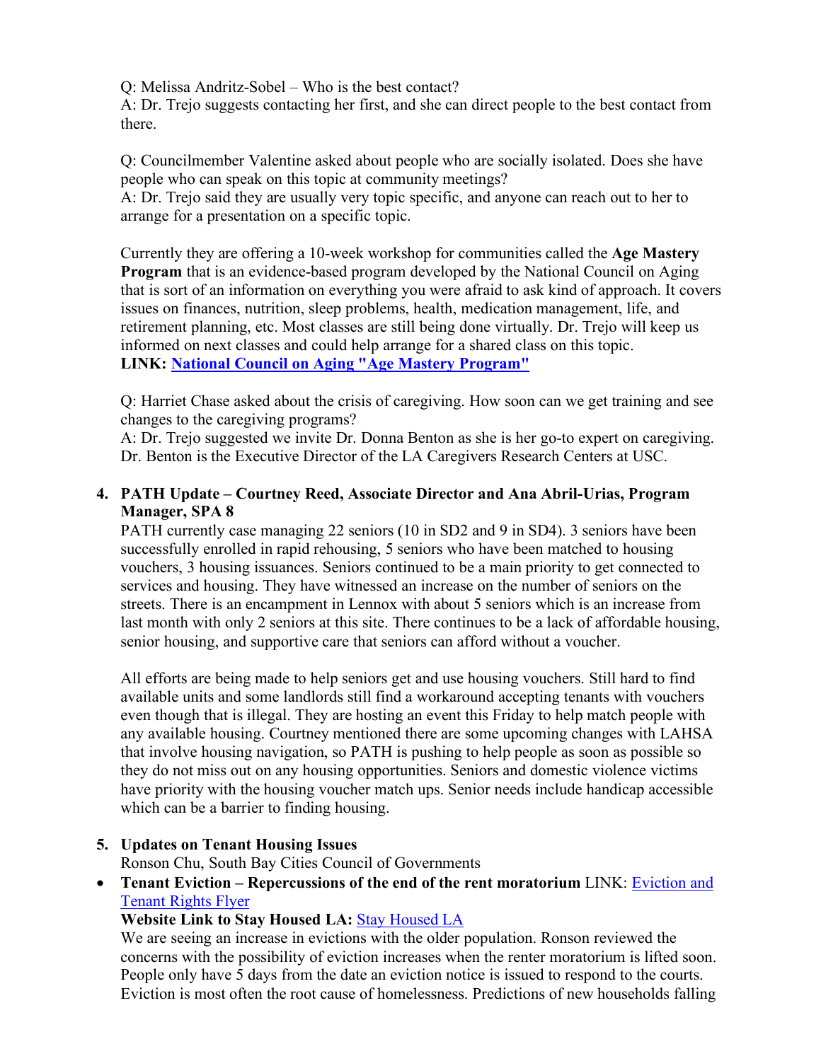Q: Melissa Andritz-Sobel – Who is the best contact?
A: Dr. Trejo suggests contacting her first, and she can direct people to the best contact from there.

Q: Councilmember Valentine asked about people who are socially isolated. Does she have people who can speak on this topic at community meetings?
A: Dr. Trejo said they are usually very topic specific, and anyone can reach out to her to arrange for a presentation on a specific topic.

Currently they are offering a 10-week workshop for communities called the **Age Mastery Program** that is an evidence-based program developed by the National Council on Aging that is sort of an information on everything you were afraid to ask kind of approach. It covers issues on finances, nutrition, sleep problems, health, medication management, life, and retirement planning, etc. Most classes are still being done virtually. Dr. Trejo will keep us informed on next classes and could help arrange for a shared class on this topic.
**LINK: National Council on Aging "Age Mastery Program"**

Q: Harriet Chase asked about the crisis of caregiving. How soon can we get training and see changes to the caregiving programs?
A: Dr. Trejo suggested we invite Dr. Donna Benton as she is her go-to expert on caregiving. Dr. Benton is the Executive Director of the LA Caregivers Research Centers at USC.

4. **PATH Update – Courtney Reed, Associate Director and Ana Abril-Urias, Program Manager, SPA 8**
   PATH currently case managing 22 seniors (10 in SD2 and 9 in SD4). 3 seniors have been successfully enrolled in rapid rehousing, 5 seniors who have been matched to housing vouchers, 3 housing issuances. Seniors continued to be a main priority to get connected to services and housing. They have witnessed an increase on the number of seniors on the streets. There is an encampment in Lennox with about 5 seniors which is an increase from last month with only 2 seniors at this site. There continues to be a lack of affordable housing, senior housing, and supportive care that seniors can afford without a voucher.

   All efforts are being made to help seniors get and use housing vouchers. Still hard to find available units and some landlords still find a workaround accepting tenants with vouchers even though that is illegal. They are hosting an event this Friday to help match people with any available housing. Courtney mentioned there are some upcoming changes with LAHSA that involve housing navigation, so PATH is pushing to help people as soon as possible so they do not miss out on any housing opportunities. Seniors and domestic violence victims have priority with the housing voucher match ups. Senior needs include handicap accessible which can be a barrier to finding housing.

5. **Updates on Tenant Housing Issues**
   Ronson Chu, South Bay Cities Council of Governments

- **Tenant Eviction – Repercussions of the end of the rent moratorium** LINK: Eviction and Tenant Rights Flyer
  **Website Link to Stay Housed LA:** Stay Housed LA
  We are seeing an increase in evictions with the older population. Ronson reviewed the concerns with the possibility of eviction increases when the renter moratorium is lifted soon. People only have 5 days from the date an eviction notice is issued to respond to the courts. Eviction is most often the root cause of homelessness. Predictions of new households falling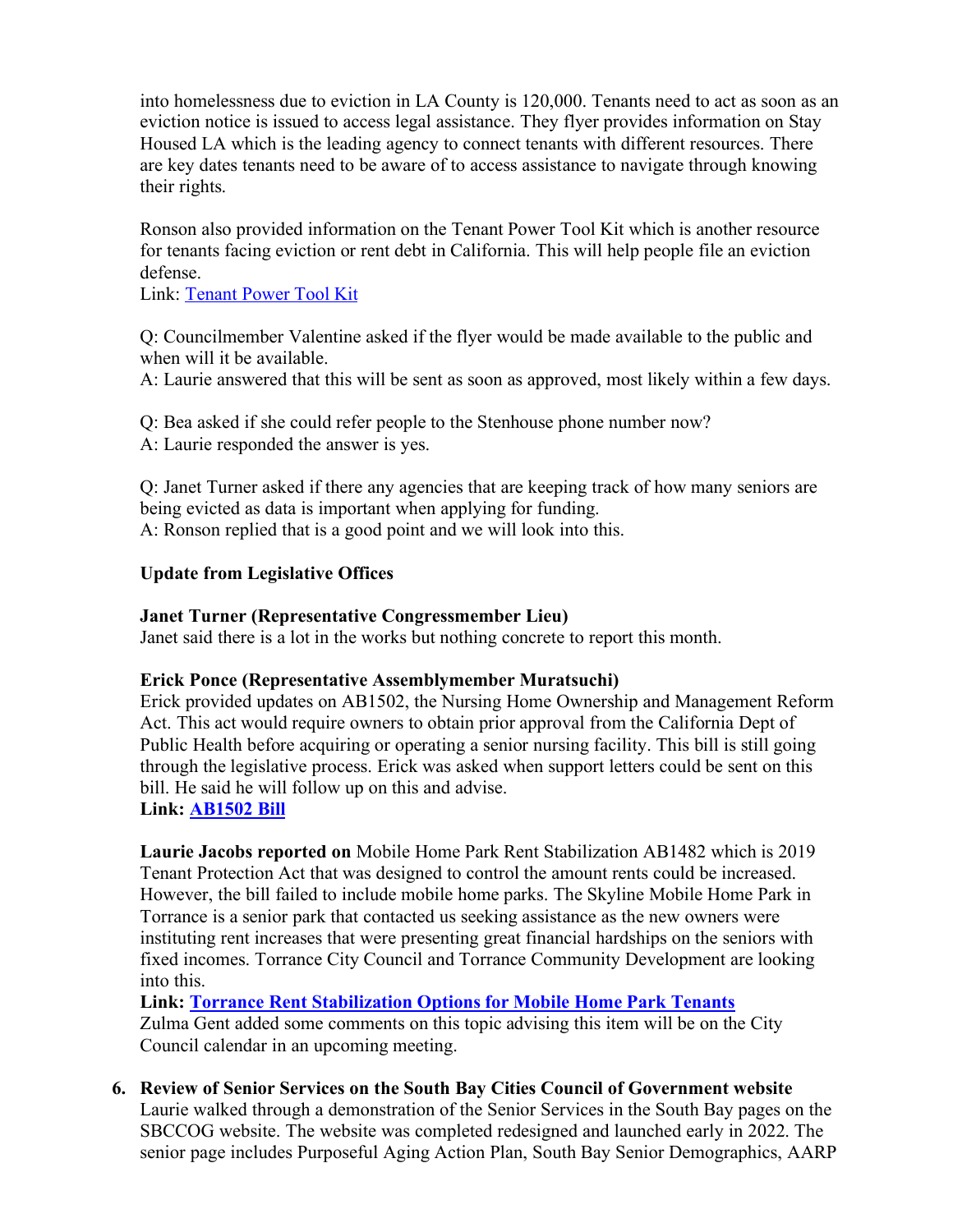into homelessness due to eviction in LA County is 120,000. Tenants need to act as soon as an eviction notice is issued to access legal assistance. They flyer provides information on Stay Housed LA which is the leading agency to connect tenants with different resources. There are key dates tenants need to be aware of to access assistance to navigate through knowing their rights.

Ronson also provided information on the Tenant Power Tool Kit which is another resource for tenants facing eviction or rent debt in California. This will help people file an eviction defense.
Link: Tenant Power Tool Kit

Q: Councilmember Valentine asked if the flyer would be made available to the public and when will it be available.
A: Laurie answered that this will be sent as soon as approved, most likely within a few days.

Q: Bea asked if she could refer people to the Stenhouse phone number now?
A: Laurie responded the answer is yes.

Q: Janet Turner asked if there any agencies that are keeping track of how many seniors are being evicted as data is important when applying for funding.
A: Ronson replied that is a good point and we will look into this.

**Update from Legislative Offices**

**Janet Turner (Representative Congressmember Lieu)**
Janet said there is a lot in the works but nothing concrete to report this month.

**Erick Ponce (Representative Assemblymember Muratsuchi)**
Erick provided updates on AB1502, the Nursing Home Ownership and Management Reform Act. This act would require owners to obtain prior approval from the California Dept of Public Health before acquiring or operating a senior nursing facility. This bill is still going through the legislative process. Erick was asked when support letters could be sent on this bill. He said he will follow up on this and advise.
**Link: AB1502 Bill**

**Laurie Jacobs reported on** Mobile Home Park Rent Stabilization AB1482 which is 2019 Tenant Protection Act that was designed to control the amount rents could be increased. However, the bill failed to include mobile home parks. The Skyline Mobile Home Park in Torrance is a senior park that contacted us seeking assistance as the new owners were instituting rent increases that were presenting great financial hardships on the seniors with fixed incomes. Torrance City Council and Torrance Community Development are looking into this.
**Link: Torrance Rent Stabilization Options for Mobile Home Park Tenants**
Zulma Gent added some comments on this topic advising this item will be on the City Council calendar in an upcoming meeting.

6. **Review of Senior Services on the South Bay Cities Council of Government website**
Laurie walked through a demonstration of the Senior Services in the South Bay pages on the SBCCOG website. The website was completed redesigned and launched early in 2022. The senior page includes Purposeful Aging Action Plan, South Bay Senior Demographics, AARP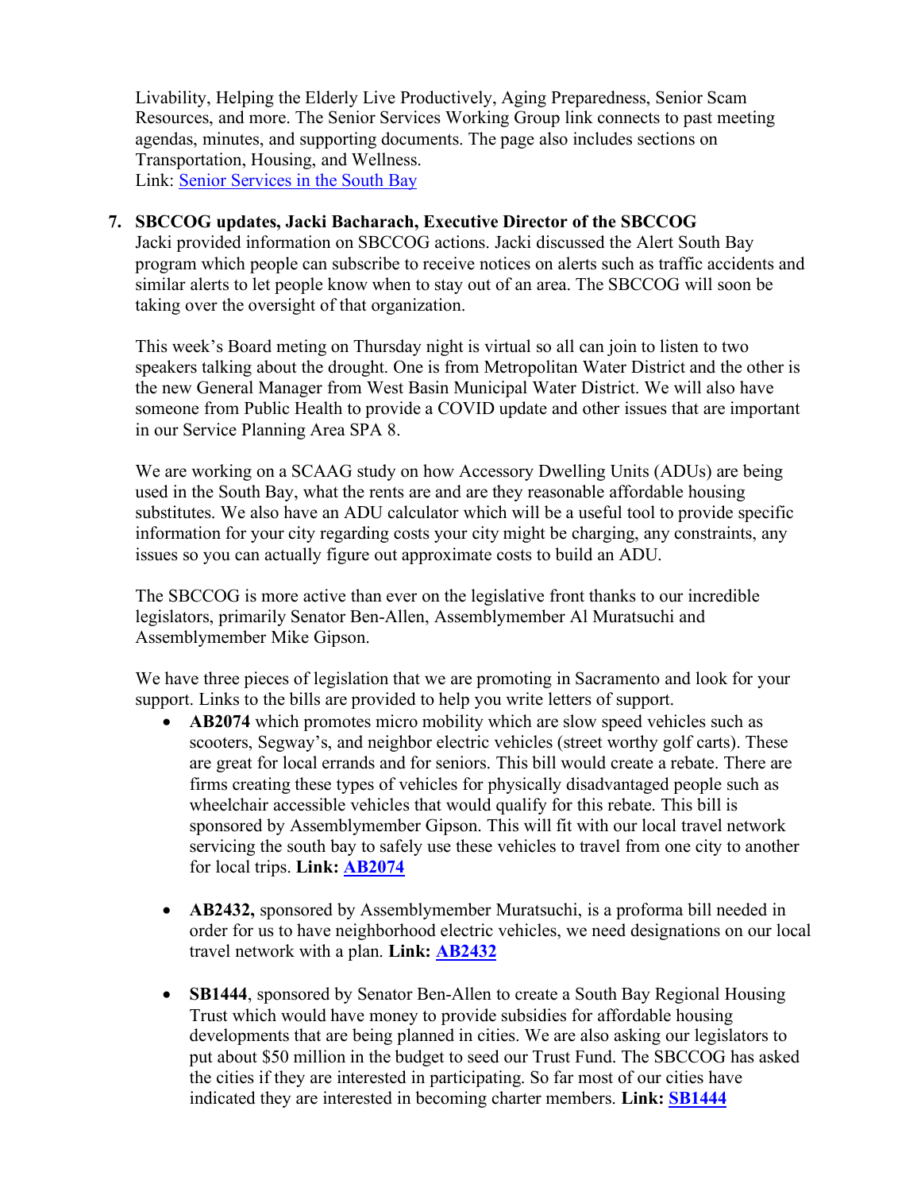Livability, Helping the Elderly Live Productively, Aging Preparedness, Senior Scam Resources, and more. The Senior Services Working Group link connects to past meeting agendas, minutes, and supporting documents. The page also includes sections on Transportation, Housing, and Wellness.
Link: Senior Services in the South Bay

7. **SBCCOG updates, Jacki Bacharach, Executive Director of the SBCCOG**
   Jacki provided information on SBCCOG actions. Jacki discussed the Alert South Bay program which people can subscribe to receive notices on alerts such as traffic accidents and similar alerts to let people know when to stay out of an area. The SBCCOG will soon be taking over the oversight of that organization.

   This week's Board meting on Thursday night is virtual so all can join to listen to two speakers talking about the drought. One is from Metropolitan Water District and the other is the new General Manager from West Basin Municipal Water District. We will also have someone from Public Health to provide a COVID update and other issues that are important in our Service Planning Area SPA 8.

   We are working on a SCAAG study on how Accessory Dwelling Units (ADUs) are being used in the South Bay, what the rents are and are they reasonable affordable housing substitutes. We also have an ADU calculator which will be a useful tool to provide specific information for your city regarding costs your city might be charging, any constraints, any issues so you can actually figure out approximate costs to build an ADU.

   The SBCCOG is more active than ever on the legislative front thanks to our incredible legislators, primarily Senator Ben-Allen, Assemblymember Al Muratsuchi and Assemblymember Mike Gipson.

   We have three pieces of legislation that we are promoting in Sacramento and look for your support. Links to the bills are provided to help you write letters of support.

   - **AB2074** which promotes micro mobility which are slow speed vehicles such as scooters, Segway's, and neighbor electric vehicles (street worthy golf carts). These are great for local errands and for seniors. This bill would create a rebate. There are firms creating these types of vehicles for physically disadvantaged people such as wheelchair accessible vehicles that would qualify for this rebate. This bill is sponsored by Assemblymember Gipson. This will fit with our local travel network servicing the south bay to safely use these vehicles to travel from one city to another for local trips. **Link: AB2074**

   - **AB2432,** sponsored by Assemblymember Muratsuchi, is a proforma bill needed in order for us to have neighborhood electric vehicles, we need designations on our local travel network with a plan. **Link: AB2432**

   - **SB1444**, sponsored by Senator Ben-Allen to create a South Bay Regional Housing Trust which would have money to provide subsidies for affordable housing developments that are being planned in cities. We are also asking our legislators to put about $50 million in the budget to seed our Trust Fund. The SBCCOG has asked the cities if they are interested in participating. So far most of our cities have indicated they are interested in becoming charter members. **Link: SB1444**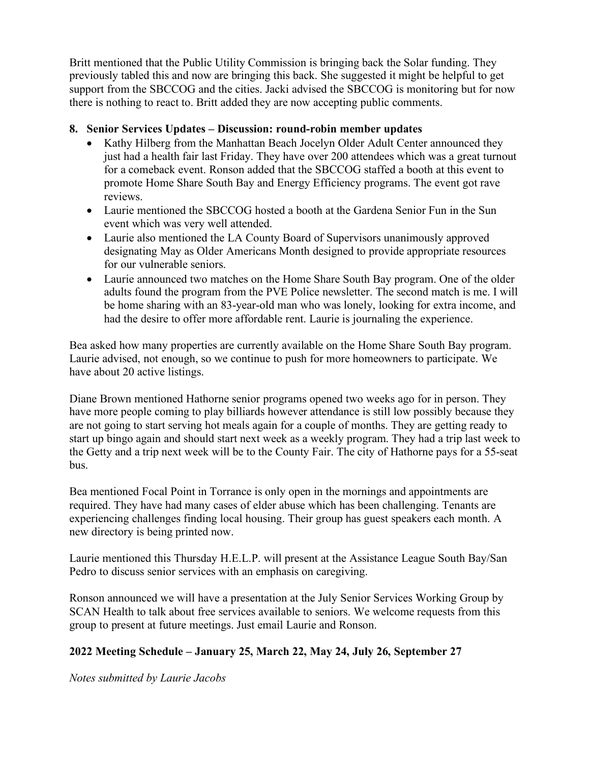Britt mentioned that the Public Utility Commission is bringing back the Solar funding. They previously tabled this and now are bringing this back. She suggested it might be helpful to get support from the SBCCOG and the cities. Jacki advised the SBCCOG is monitoring but for now there is nothing to react to. Britt added they are now accepting public comments.

**8. Senior Services Updates – Discussion: round-robin member updates**

- Kathy Hilberg from the Manhattan Beach Jocelyn Older Adult Center announced they just had a health fair last Friday. They have over 200 attendees which was a great turnout for a comeback event. Ronson added that the SBCCOG staffed a booth at this event to promote Home Share South Bay and Energy Efficiency programs. The event got rave reviews.
- Laurie mentioned the SBCCOG hosted a booth at the Gardena Senior Fun in the Sun event which was very well attended.
- Laurie also mentioned the LA County Board of Supervisors unanimously approved designating May as Older Americans Month designed to provide appropriate resources for our vulnerable seniors.
- Laurie announced two matches on the Home Share South Bay program. One of the older adults found the program from the PVE Police newsletter. The second match is me. I will be home sharing with an 83-year-old man who was lonely, looking for extra income, and had the desire to offer more affordable rent. Laurie is journaling the experience.

Bea asked how many properties are currently available on the Home Share South Bay program. Laurie advised, not enough, so we continue to push for more homeowners to participate. We have about 20 active listings.

Diane Brown mentioned Hathorne senior programs opened two weeks ago for in person. They have more people coming to play billiards however attendance is still low possibly because they are not going to start serving hot meals again for a couple of months. They are getting ready to start up bingo again and should start next week as a weekly program. They had a trip last week to the Getty and a trip next week will be to the County Fair. The city of Hathorne pays for a 55-seat bus.

Bea mentioned Focal Point in Torrance is only open in the mornings and appointments are required. They have had many cases of elder abuse which has been challenging. Tenants are experiencing challenges finding local housing. Their group has guest speakers each month. A new directory is being printed now.

Laurie mentioned this Thursday H.E.L.P. will present at the Assistance League South Bay/San Pedro to discuss senior services with an emphasis on caregiving.

Ronson announced we will have a presentation at the July Senior Services Working Group by SCAN Health to talk about free services available to seniors. We welcome requests from this group to present at future meetings. Just email Laurie and Ronson.

**2022 Meeting Schedule – January 25, March 22, May 24, July 26, September 27**

*Notes submitted by Laurie Jacobs*